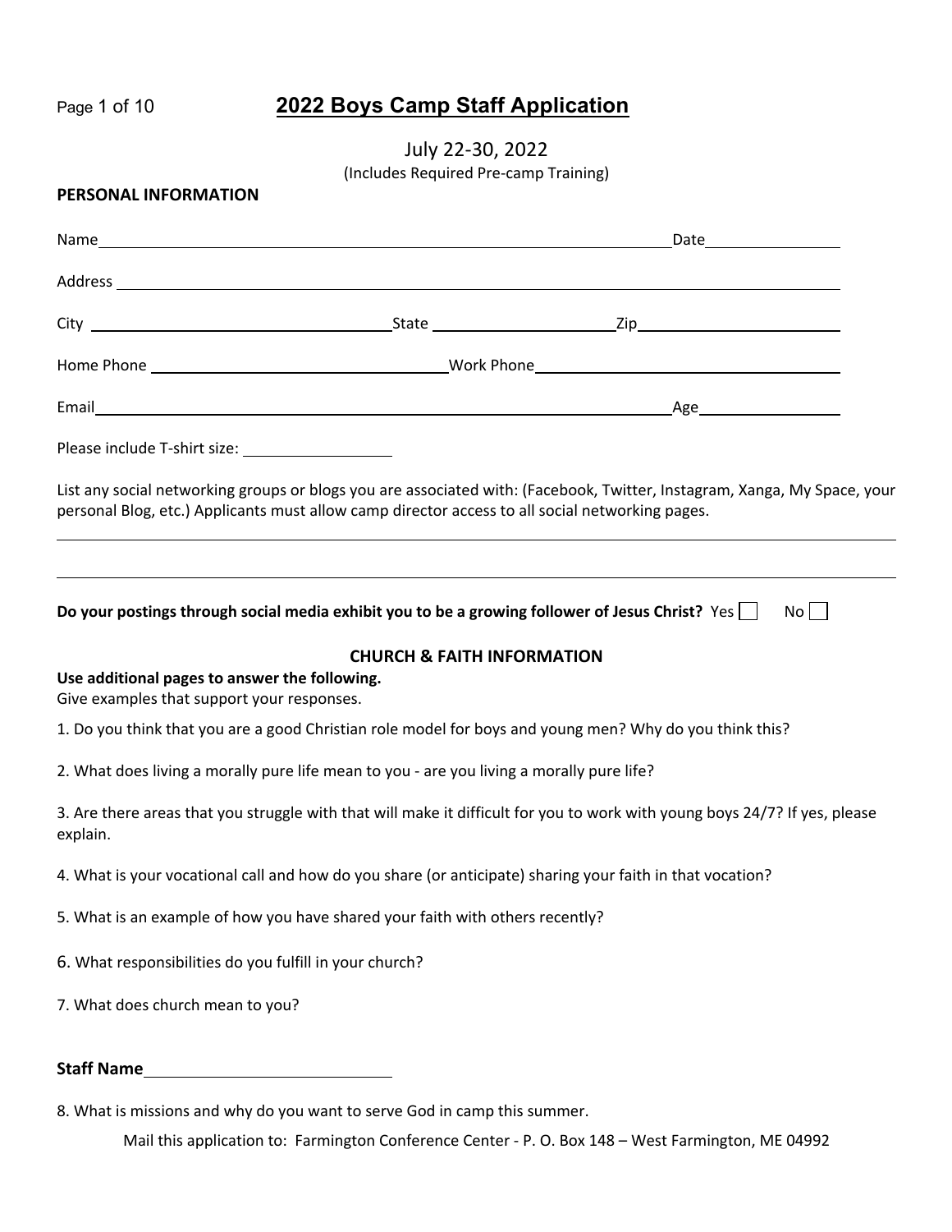# 2022 Boys Camp Staff Application

July 22-30, 2022

(Includes Required Pre-camp Training)

**PERSONAL INFORMATION**

Name\_\_\_\_\_\_\_\_\_\_\_\_\_\_\_\_\_\_\_\_\_\_\_\_\_\_\_\_\_\_\_\_\_\_\_\_\_\_\_\_ Date\_\_\_\_\_\_\_\_\_\_\_\_

Address \_\_\_\_\_\_\_\_\_\_\_\_\_\_\_\_\_\_\_\_\_\_\_\_\_\_\_\_\_\_\_\_\_\_\_\_\_\_\_\_\_\_\_\_\_\_\_\_\_\_

City \_\_\_\_\_\_\_\_\_\_\_\_\_\_\_\_\_\_\_\_ State \_\_\_\_\_\_\_\_\_\_\_\_ Zip\_\_\_\_\_\_\_\_\_\_\_\_

Home Phone \_\_\_\_\_\_\_\_\_\_\_\_\_\_\_\_\_\_\_\_ Work Phone\_\_\_\_\_\_\_\_\_\_\_\_\_\_\_\_\_\_\_\_

Email\_\_\_\_\_\_\_\_\_\_\_\_\_\_\_\_\_\_\_\_\_\_\_\_\_\_\_\_\_\_\_\_\_\_\_\_\_\_\_\_ Age\_\_\_\_\_\_\_\_\_\_\_\_

Please include T-shirt size: \_\_\_\_\_\_\_\_\_\_\_\_

List any social networking groups or blogs you are associated with: (Facebook, Twitter, Instagram, Xanga, My Space, your personal Blog, etc.) Applicants must allow camp director access to all social networking pages.

\_\_\_\_\_\_\_\_\_\_\_\_\_\_\_\_\_\_\_\_\_\_\_\_\_\_\_\_\_\_\_\_\_\_\_\_\_\_\_\_\_\_\_\_\_\_\_\_\_\_\_\_\_\_\_\_\_\_

\_\_\_\_\_\_\_\_\_\_\_\_\_\_\_\_\_\_\_\_\_\_\_\_\_\_\_\_\_\_\_\_\_\_\_\_\_\_\_\_\_\_\_\_\_\_\_\_\_\_\_\_\_\_\_\_\_\_

**Do your postings through social media exhibit you to be a growing follower of Jesus Christ?** Yes ☐ No ☐

## CHURCH & FAITH INFORMATION

**Use additional pages to answer the following.**

Give examples that support your responses.

1. Do you think that you are a good Christian role model for boys and young men? Why do you think this?

2. What does living a morally pure life mean to you - are you living a morally pure life?

3. Are there areas that you struggle with that will make it difficult for you to work with young boys 24/7? If yes, please explain.

4. What is your vocational call and how do you share (or anticipate) sharing your faith in that vocation?

5. What is an example of how you have shared your faith with others recently?

6. What responsibilities do you fulfill in your church?

7. What does church mean to you?

**Staff Name**\_\_\_\_\_\_\_\_\_\_\_\_\_\_\_\_\_\_\_\_

8. What is missions and why do you want to serve God in camp this summer.

Mail this application to: Farmington Conference Center - P. O. Box 148 – West Farmington, ME 04992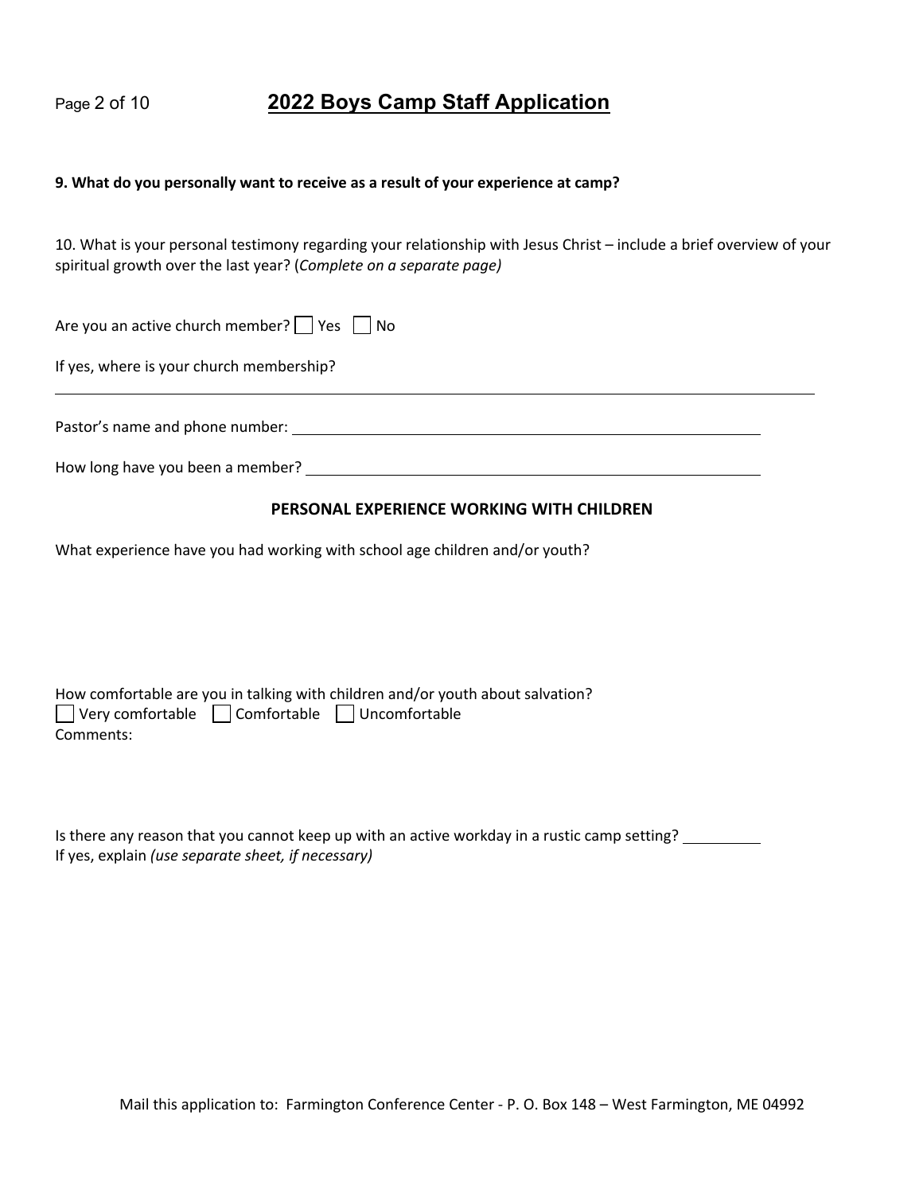# 2022 Boys Camp Staff Application

**9. What do you personally want to receive as a result of your experience at camp?**

10. What is your personal testimony regarding your relationship with Jesus Christ – include a brief overview of your spiritual growth over the last year? (*Complete on a separate page)*

Are you an active church member? ☐ Yes ☐ No

If yes, where is your church membership?

______________________________________________________________________

Pastor's name and phone number: ____________________________________________

How long have you been a member? ___________________________________________

**PERSONAL EXPERIENCE WORKING WITH CHILDREN**

What experience have you had working with school age children and/or youth?

How comfortable are you in talking with children and/or youth about salvation?
☐ Very comfortable ☐ Comfortable ☐ Uncomfortable
Comments:

Is there any reason that you cannot keep up with an active workday in a rustic camp setting? __________
If yes, explain *(use separate sheet, if necessary)*

Mail this application to: Farmington Conference Center - P. O. Box 148 – West Farmington, ME 04992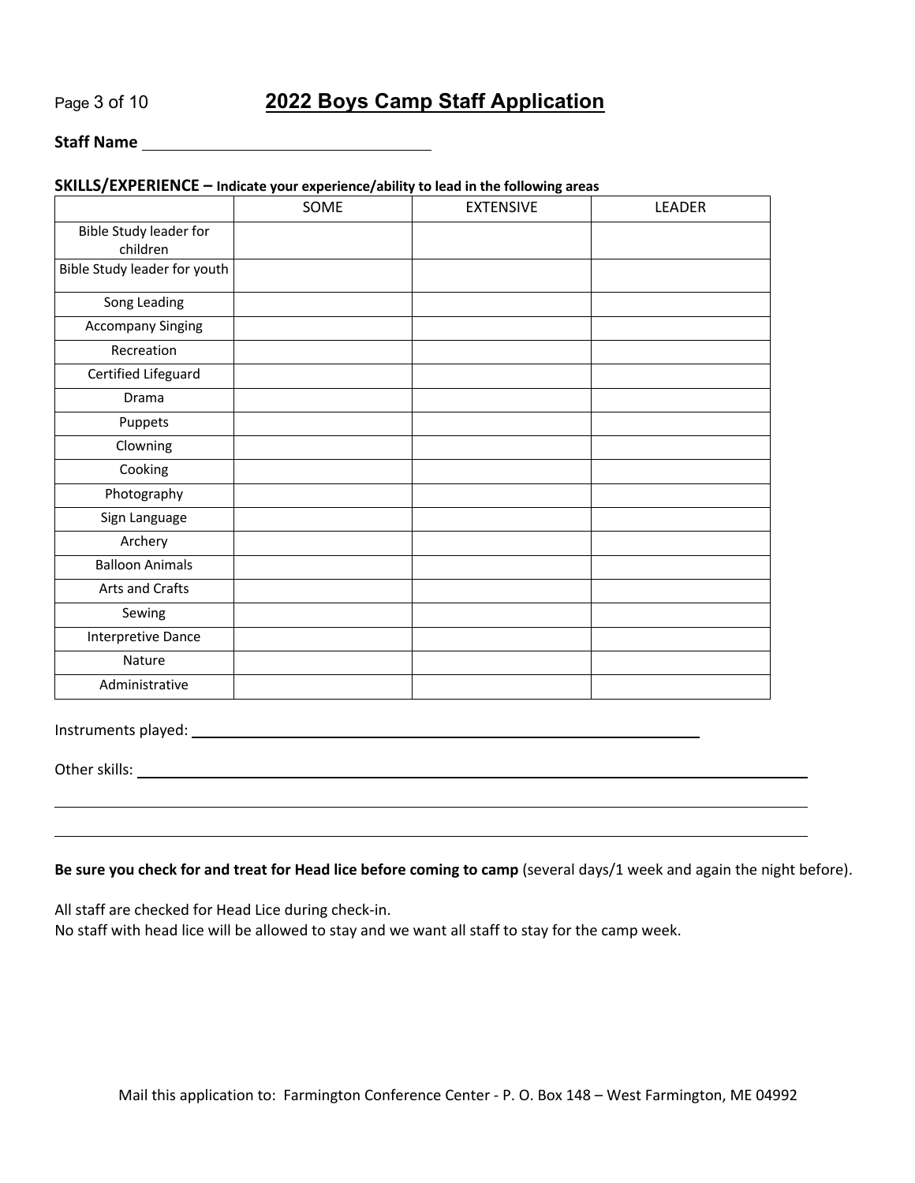# 2022 Boys Camp Staff Application

**Staff Name** ______________________________

**SKILLS/EXPERIENCE – Indicate your experience/ability to lead in the following areas**

| | SOME | EXTENSIVE | LEADER |
|---|---|---|---|
| Bible Study leader for children | | | |
| Bible Study leader for youth | | | |
| Song Leading | | | |
| Accompany Singing | | | |
| Recreation | | | |
| Certified Lifeguard | | | |
| Drama | | | |
| Puppets | | | |
| Clowning | | | |
| Cooking | | | |
| Photography | | | |
| Sign Language | | | |
| Archery | | | |
| Balloon Animals | | | |
| Arts and Crafts | | | |
| Sewing | | | |
| Interpretive Dance | | | |
| Nature | | | |
| Administrative | | | |

Instruments played: ______________________________________________

Other skills: ______________________________________________

______________________________________________

______________________________________________

**Be sure you check for and treat for Head lice before coming to camp** (several days/1 week and again the night before).

All staff are checked for Head Lice during check-in.
No staff with head lice will be allowed to stay and we want all staff to stay for the camp week.

Mail this application to: Farmington Conference Center - P. O. Box 148 – West Farmington, ME 04992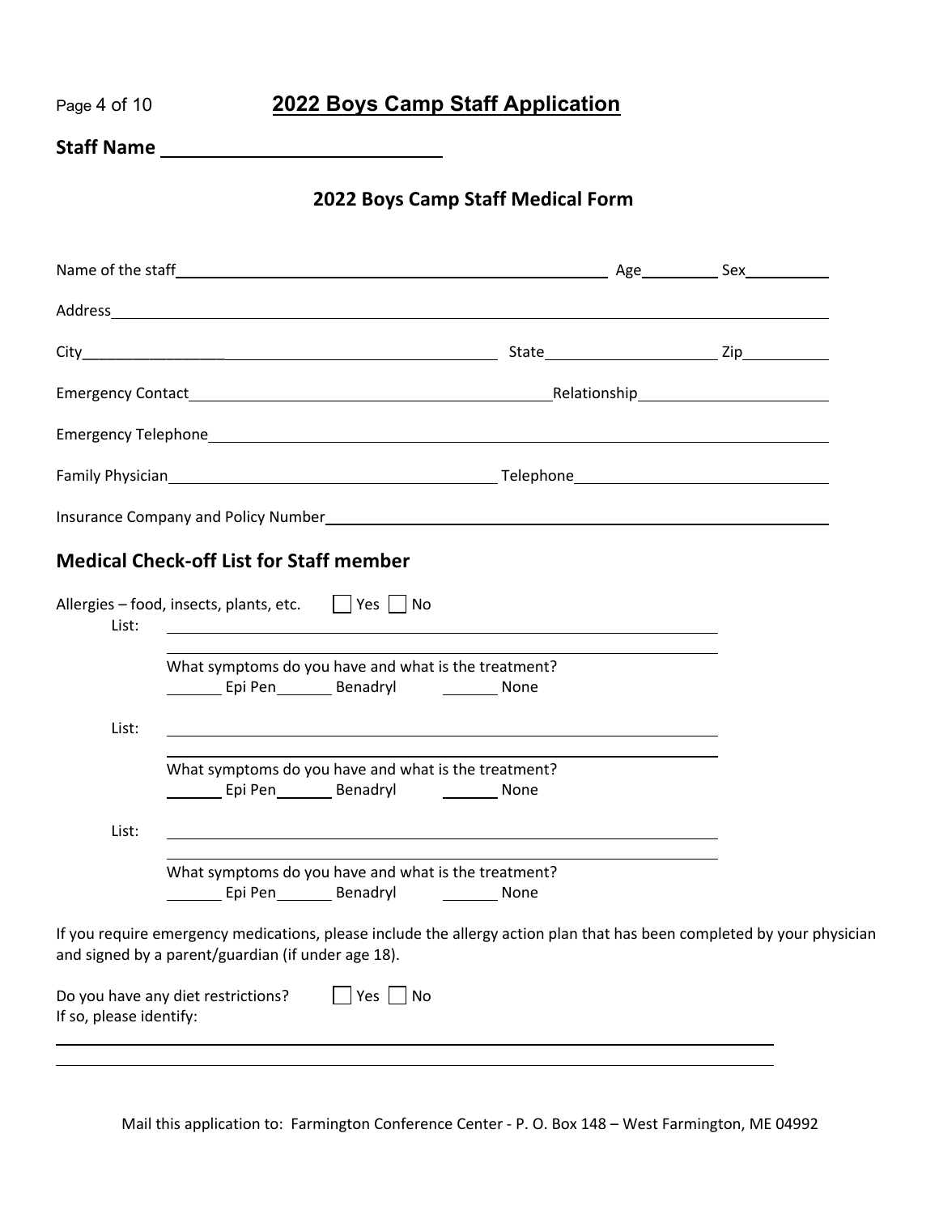# 2022 Boys Camp Staff Application

**Staff Name** ____________________________

## 2022 Boys Camp Staff Medical Form

Name of the staff ________________________________________________ Age ________ Sex __________

Address ______________________________________________________________________________

City ______________________________________________ State ____________________ Zip __________

Emergency Contact ________________________________________ Relationship ______________________

Emergency Telephone __________________________________________________________________

Family Physician ______________________________________ Telephone ____________________________

Insurance Company and Policy Number ______________________________________________________

## Medical Check-off List for Staff member

Allergies – food, insects, plants, etc. ☐ Yes ☐ No

List: ____________________________________________________________

____________________________________________________________

What symptoms do you have and what is the treatment?
_______ Epi Pen _______ Benadryl _______ None

List: ____________________________________________________________

____________________________________________________________

What symptoms do you have and what is the treatment?
_______ Epi Pen _______ Benadryl _______ None

List: ____________________________________________________________

____________________________________________________________

What symptoms do you have and what is the treatment?
_______ Epi Pen _______ Benadryl _______ None

If you require emergency medications, please include the allergy action plan that has been completed by your physician and signed by a parent/guardian (if under age 18).

Do you have any diet restrictions? ☐ Yes ☐ No
If so, please identify:

______________________________________________________________________________

______________________________________________________________________________

Mail this application to: Farmington Conference Center - P. O. Box 148 – West Farmington, ME 04992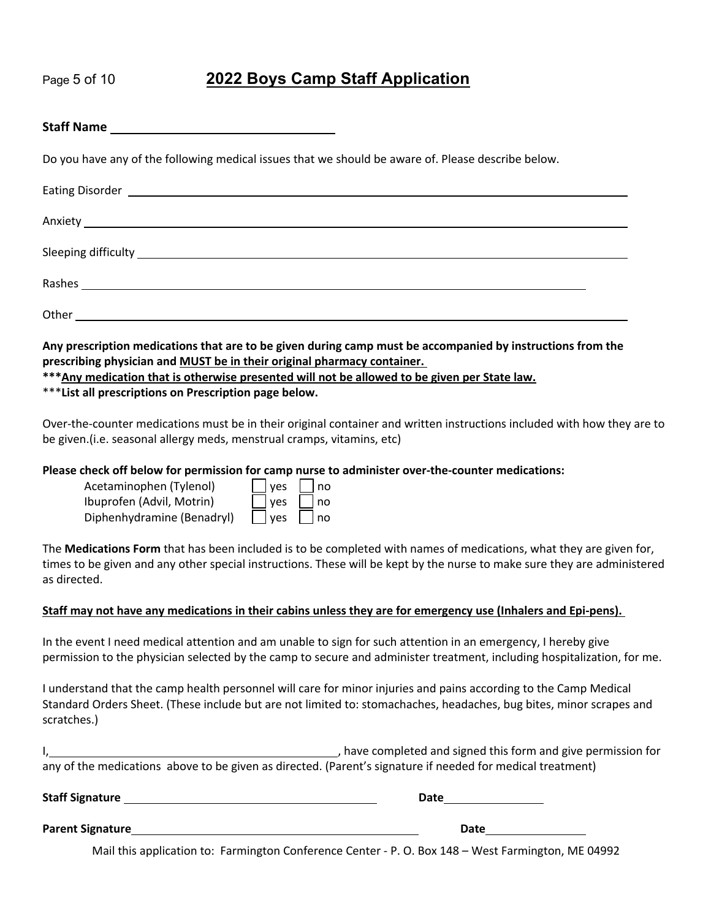# 2022 Boys Camp Staff Application

**Staff Name** ______________________________

Do you have any of the following medical issues that we should be aware of. Please describe below.

Eating Disorder ______________________________

Anxiety ______________________________

Sleeping difficulty ______________________________

Rashes ______________________________

Other ______________________________

**Any prescription medications that are to be given during camp must be accompanied by instructions from the prescribing physician and <u>MUST be in their original pharmacy container.</u>**
**\*\*\*<u>Any medication that is otherwise presented will not be allowed to be given per State law.</u>**
\*\*\***List all prescriptions on Prescription page below.**

Over-the-counter medications must be in their original container and written instructions included with how they are to be given.(i.e. seasonal allergy meds, menstrual cramps, vitamins, etc)

**Please check off below for permission for camp nurse to administer over-the-counter medications:**

| | | |
|---|---|---|
| Acetaminophen (Tylenol) | ☐ yes | ☐ no |
| Ibuprofen (Advil, Motrin) | ☐ yes | ☐ no |
| Diphenhydramine (Benadryl) | ☐ yes | ☐ no |

The **Medications Form** that has been included is to be completed with names of medications, what they are given for, times to be given and any other special instructions. These will be kept by the nurse to make sure they are administered as directed.

**<u>Staff may not have any medications in their cabins unless they are for emergency use (Inhalers and Epi-pens).</u>**

In the event I need medical attention and am unable to sign for such attention in an emergency, I hereby give permission to the physician selected by the camp to secure and administer treatment, including hospitalization, for me.

I understand that the camp health personnel will care for minor injuries and pains according to the Camp Medical Standard Orders Sheet. (These include but are not limited to: stomachaches, headaches, bug bites, minor scrapes and scratches.)

I, ______________________________, have completed and signed this form and give permission for any of the medications above to be given as directed. (Parent's signature if needed for medical treatment)

**Staff Signature** ______________________________ **Date** ______________

**Parent Signature** ______________________________ **Date** ______________

Mail this application to: Farmington Conference Center - P. O. Box 148 – West Farmington, ME 04992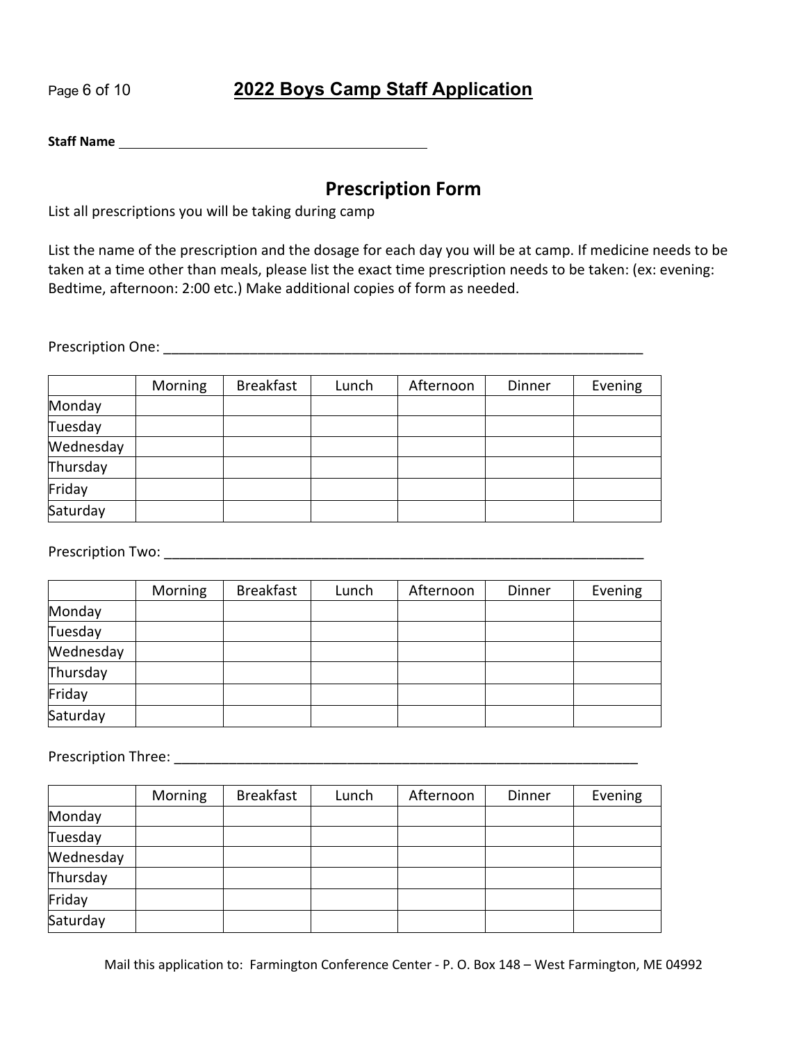## 2022 Boys Camp Staff Application

**Staff Name** ____________________________________________

# Prescription Form

List all prescriptions you will be taking during camp

List the name of the prescription and the dosage for each day you will be at camp. If medicine needs to be taken at a time other than meals, please list the exact time prescription needs to be taken: (ex: evening: Bedtime, afternoon: 2:00 etc.) Make additional copies of form as needed.

Prescription One: _________________________________________________________________

| | Morning | Breakfast | Lunch | Afternoon | Dinner | Evening |
|---|---|---|---|---|---|---|
| Monday | | | | | | |
| Tuesday | | | | | | |
| Wednesday | | | | | | |
| Thursday | | | | | | |
| Friday | | | | | | |
| Saturday | | | | | | |

Prescription Two: _________________________________________________________________

| | Morning | Breakfast | Lunch | Afternoon | Dinner | Evening |
|---|---|---|---|---|---|---|
| Monday | | | | | | |
| Tuesday | | | | | | |
| Wednesday | | | | | | |
| Thursday | | | | | | |
| Friday | | | | | | |
| Saturday | | | | | | |

Prescription Three: _______________________________________________________________

| | Morning | Breakfast | Lunch | Afternoon | Dinner | Evening |
|---|---|---|---|---|---|---|
| Monday | | | | | | |
| Tuesday | | | | | | |
| Wednesday | | | | | | |
| Thursday | | | | | | |
| Friday | | | | | | |
| Saturday | | | | | | |

Mail this application to: Farmington Conference Center - P. O. Box 148 – West Farmington, ME 04992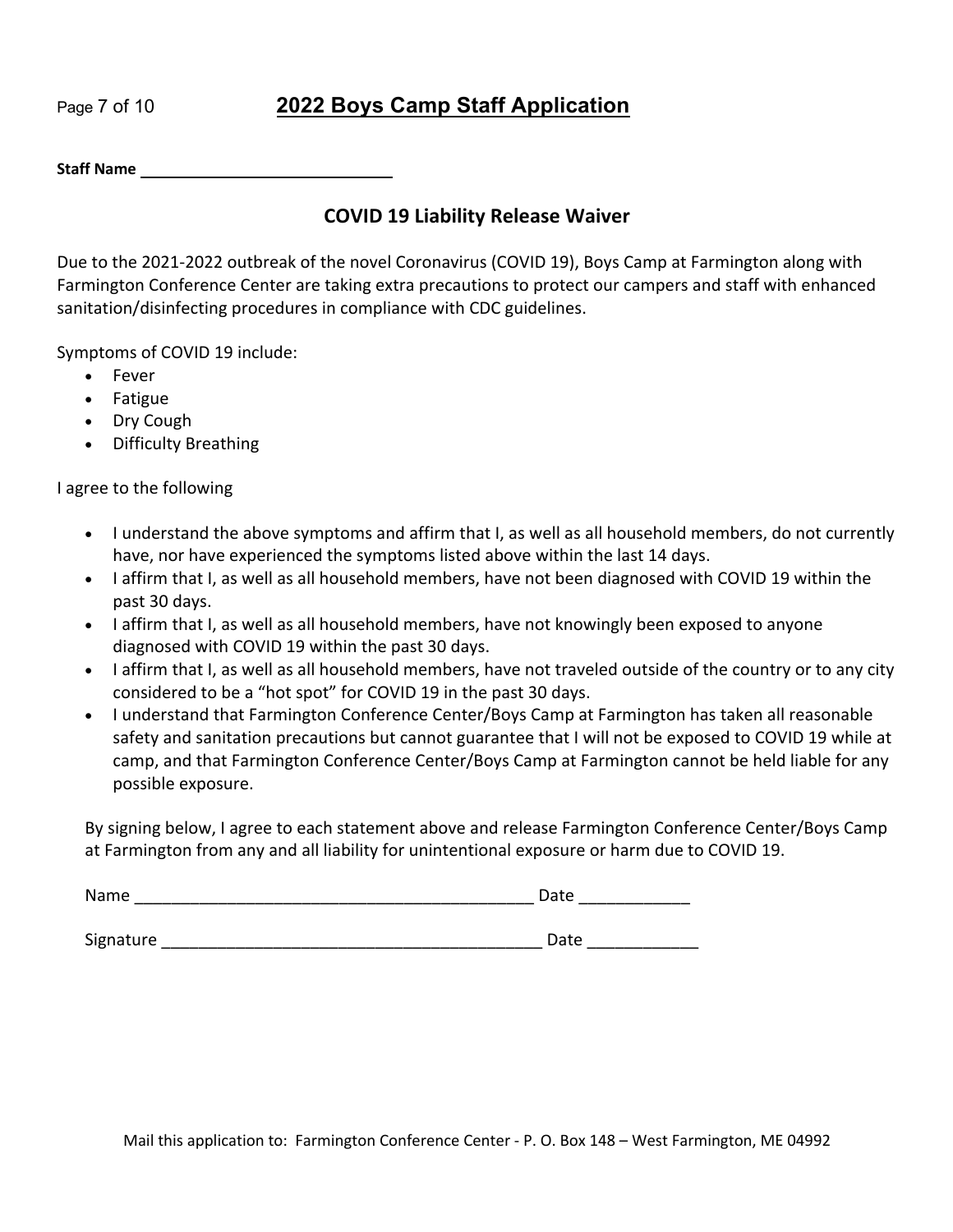# 2022 Boys Camp Staff Application

**Staff Name** ____________________________

## COVID 19 Liability Release Waiver

Due to the 2021-2022 outbreak of the novel Coronavirus (COVID 19), Boys Camp at Farmington along with Farmington Conference Center are taking extra precautions to protect our campers and staff with enhanced sanitation/disinfecting procedures in compliance with CDC guidelines.

Symptoms of COVID 19 include:

- Fever
- Fatigue
- Dry Cough
- Difficulty Breathing

I agree to the following

- I understand the above symptoms and affirm that I, as well as all household members, do not currently have, nor have experienced the symptoms listed above within the last 14 days.
- I affirm that I, as well as all household members, have not been diagnosed with COVID 19 within the past 30 days.
- I affirm that I, as well as all household members, have not knowingly been exposed to anyone diagnosed with COVID 19 within the past 30 days.
- I affirm that I, as well as all household members, have not traveled outside of the country or to any city considered to be a "hot spot" for COVID 19 in the past 30 days.
- I understand that Farmington Conference Center/Boys Camp at Farmington has taken all reasonable safety and sanitation precautions but cannot guarantee that I will not be exposed to COVID 19 while at camp, and that Farmington Conference Center/Boys Camp at Farmington cannot be held liable for any possible exposure.

By signing below, I agree to each statement above and release Farmington Conference Center/Boys Camp at Farmington from any and all liability for unintentional exposure or harm due to COVID 19.

Name ____________________________________________ Date ____________

Signature _________________________________________ Date ____________

Mail this application to: Farmington Conference Center - P. O. Box 148 – West Farmington, ME 04992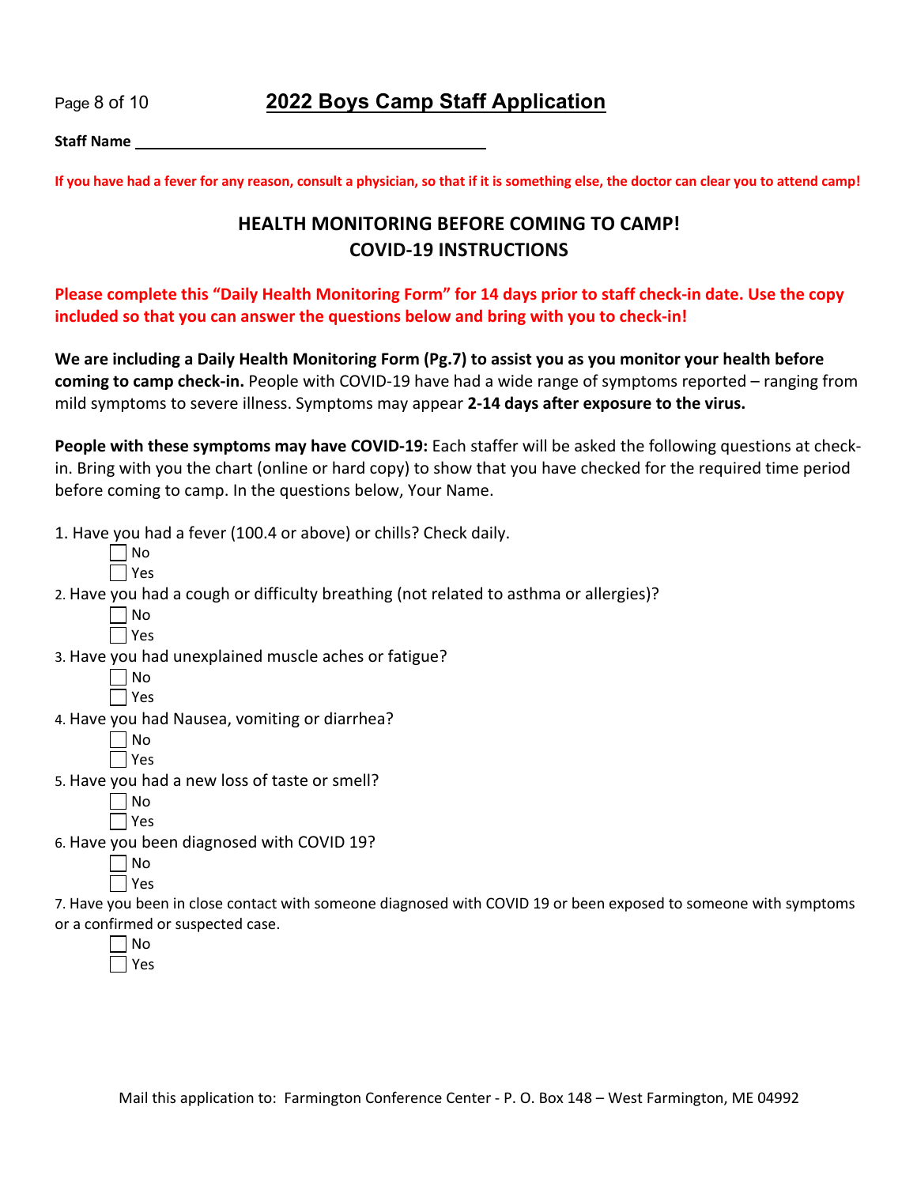## 2022 Boys Camp Staff Application

**Staff Name** \_\_\_\_\_\_\_\_\_\_\_\_\_\_\_\_\_\_\_\_\_\_\_\_\_\_\_\_\_\_\_\_\_\_\_\_\_\_\_\_

**If you have had a fever for any reason, consult a physician, so that if it is something else, the doctor can clear you to attend camp!**

# HEALTH MONITORING BEFORE COMING TO CAMP!
# COVID-19 INSTRUCTIONS

**Please complete this "Daily Health Monitoring Form" for 14 days prior to staff check-in date. Use the copy included so that you can answer the questions below and bring with you to check-in!**

**We are including a Daily Health Monitoring Form (Pg.7) to assist you as you monitor your health before coming to camp check-in.** People with COVID-19 have had a wide range of symptoms reported – ranging from mild symptoms to severe illness. Symptoms may appear **2-14 days after exposure to the virus.**

**People with these symptoms may have COVID-19:** Each staffer will be asked the following questions at check-in. Bring with you the chart (online or hard copy) to show that you have checked for the required time period before coming to camp. In the questions below, Your Name.

1. Have you had a fever (100.4 or above) or chills? Check daily.
   - ☐ No
   - ☐ Yes
2. Have you had a cough or difficulty breathing (not related to asthma or allergies)?
   - ☐ No
   - ☐ Yes
3. Have you had unexplained muscle aches or fatigue?
   - ☐ No
   - ☐ Yes
4. Have you had Nausea, vomiting or diarrhea?
   - ☐ No
   - ☐ Yes
5. Have you had a new loss of taste or smell?
   - ☐ No
   - ☐ Yes
6. Have you been diagnosed with COVID 19?
   - ☐ No
   - ☐ Yes
7. Have you been in close contact with someone diagnosed with COVID 19 or been exposed to someone with symptoms or a confirmed or suspected case.
   - ☐ No
   - ☐ Yes

Mail this application to: Farmington Conference Center - P. O. Box 148 – West Farmington, ME 04992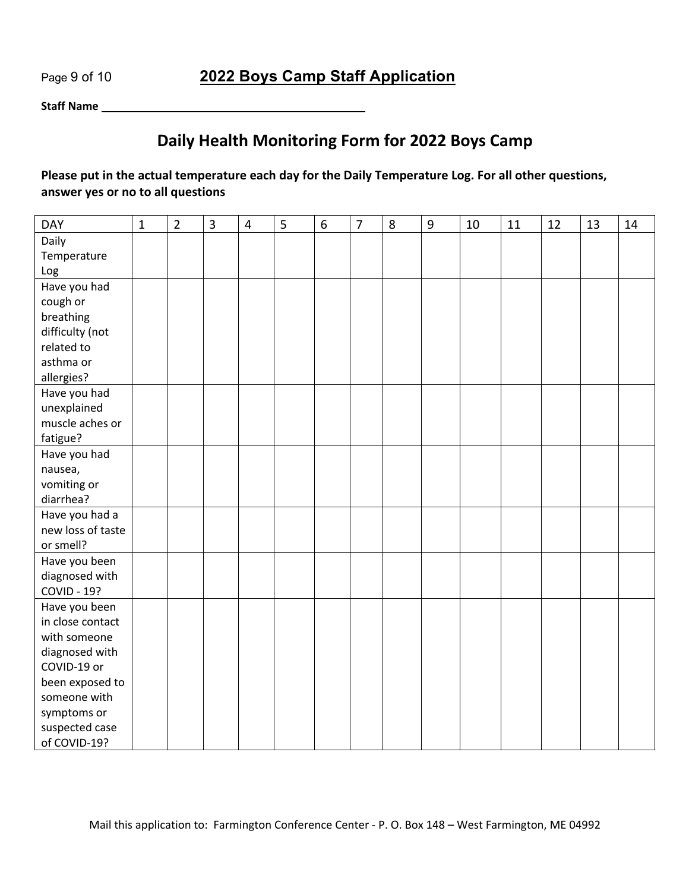**2022 Boys Camp Staff Application**

**Staff Name** ______________________________

## Daily Health Monitoring Form for 2022 Boys Camp

**Please put in the actual temperature each day for the Daily Temperature Log. For all other questions, answer yes or no to all questions**

| DAY | 1 | 2 | 3 | 4 | 5 | 6 | 7 | 8 | 9 | 10 | 11 | 12 | 13 | 14 |
|---|---|---|---|---|---|---|---|---|---|---|---|---|---|---|
| Daily Temperature Log | | | | | | | | | | | | | | |
| Have you had cough or breathing difficulty (not related to asthma or allergies? | | | | | | | | | | | | | | |
| Have you had unexplained muscle aches or fatigue? | | | | | | | | | | | | | | |
| Have you had nausea, vomiting or diarrhea? | | | | | | | | | | | | | | |
| Have you had a new loss of taste or smell? | | | | | | | | | | | | | | |
| Have you been diagnosed with COVID - 19? | | | | | | | | | | | | | | |
| Have you been in close contact with someone diagnosed with COVID-19 or been exposed to someone with symptoms or suspected case of COVID-19? | | | | | | | | | | | | | | |

Mail this application to: Farmington Conference Center - P. O. Box 148 – West Farmington, ME 04992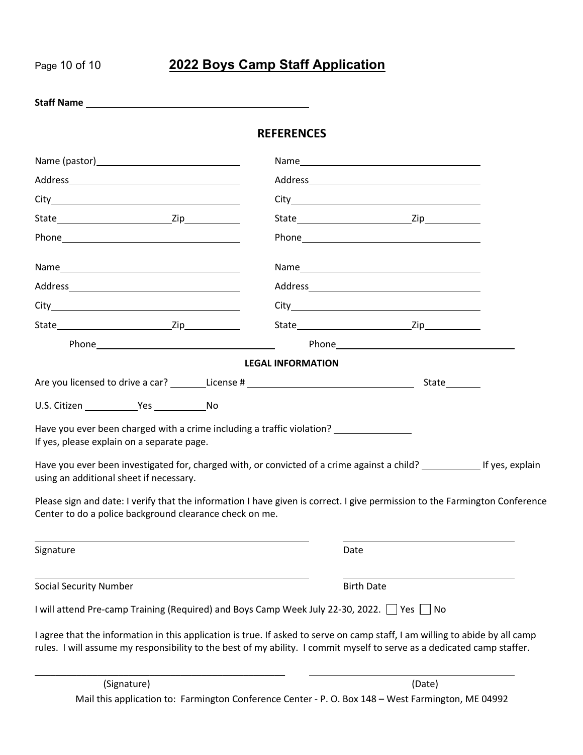# 2022 Boys Camp Staff Application

**Staff Name** \_\_\_\_\_\_\_\_\_\_\_\_\_\_\_\_\_\_\_\_\_\_\_\_\_\_\_\_\_\_\_\_\_\_\_\_\_\_\_\_

## REFERENCES

Name (pastor)\_\_\_\_\_\_\_\_\_\_\_\_\_\_\_\_\_\_\_\_\_\_\_\_\_\_\_\_

Address\_\_\_\_\_\_\_\_\_\_\_\_\_\_\_\_\_\_\_\_\_\_\_\_\_\_\_\_\_\_\_\_\_\_

City\_\_\_\_\_\_\_\_\_\_\_\_\_\_\_\_\_\_\_\_\_\_\_\_\_\_\_\_\_\_\_\_\_\_\_\_\_

State\_\_\_\_\_\_\_\_\_\_\_\_\_\_\_\_\_\_\_\_Zip\_\_\_\_\_\_\_\_\_\_

Phone\_\_\_\_\_\_\_\_\_\_\_\_\_\_\_\_\_\_\_\_\_\_\_\_\_\_\_\_\_\_\_\_\_\_\_

Name\_\_\_\_\_\_\_\_\_\_\_\_\_\_\_\_\_\_\_\_\_\_\_\_\_\_\_\_\_\_\_\_\_\_\_\_

Address\_\_\_\_\_\_\_\_\_\_\_\_\_\_\_\_\_\_\_\_\_\_\_\_\_\_\_\_\_\_\_\_\_\_

City\_\_\_\_\_\_\_\_\_\_\_\_\_\_\_\_\_\_\_\_\_\_\_\_\_\_\_\_\_\_\_\_\_\_\_\_\_

State\_\_\_\_\_\_\_\_\_\_\_\_\_\_\_\_\_\_\_\_Zip\_\_\_\_\_\_\_\_\_\_

Phone\_\_\_\_\_\_\_\_\_\_\_\_\_\_\_\_\_\_\_\_\_\_\_\_\_\_\_\_\_\_\_\_\_\_\_

Name\_\_\_\_\_\_\_\_\_\_\_\_\_\_\_\_\_\_\_\_\_\_\_\_\_\_\_\_\_\_\_\_\_\_\_\_

Address\_\_\_\_\_\_\_\_\_\_\_\_\_\_\_\_\_\_\_\_\_\_\_\_\_\_\_\_\_\_\_\_\_\_

City\_\_\_\_\_\_\_\_\_\_\_\_\_\_\_\_\_\_\_\_\_\_\_\_\_\_\_\_\_\_\_\_\_\_\_\_\_

State\_\_\_\_\_\_\_\_\_\_\_\_\_\_\_\_\_\_\_\_Zip\_\_\_\_\_\_\_\_\_\_

Phone\_\_\_\_\_\_\_\_\_\_\_\_\_\_\_\_\_\_\_\_\_\_\_\_\_\_\_\_\_\_\_\_\_\_\_

Name\_\_\_\_\_\_\_\_\_\_\_\_\_\_\_\_\_\_\_\_\_\_\_\_\_\_\_\_\_\_\_\_\_\_\_\_

Address\_\_\_\_\_\_\_\_\_\_\_\_\_\_\_\_\_\_\_\_\_\_\_\_\_\_\_\_\_\_\_\_\_\_

City\_\_\_\_\_\_\_\_\_\_\_\_\_\_\_\_\_\_\_\_\_\_\_\_\_\_\_\_\_\_\_\_\_\_\_\_\_

State\_\_\_\_\_\_\_\_\_\_\_\_\_\_\_\_\_\_\_\_Zip\_\_\_\_\_\_\_\_\_\_

Phone\_\_\_\_\_\_\_\_\_\_\_\_\_\_\_\_\_\_\_\_\_\_\_\_\_\_\_\_\_\_\_\_\_\_\_

### LEGAL INFORMATION

Are you licensed to drive a car? \_\_\_\_\_\_License # \_\_\_\_\_\_\_\_\_\_\_\_\_\_\_\_\_\_\_\_\_\_\_\_\_\_\_\_ State\_\_\_\_\_\_

U.S. Citizen \_\_\_\_\_\_\_\_\_Yes \_\_\_\_\_\_\_\_\_No

Have you ever been charged with a crime including a traffic violation? \_\_\_\_\_\_\_\_\_\_\_\_\_
If yes, please explain on a separate page.

Have you ever been investigated for, charged with, or convicted of a crime against a child? \_\_\_\_\_\_\_\_\_\_ If yes, explain using an additional sheet if necessary.

Please sign and date: I verify that the information I have given is correct. I give permission to the Farmington Conference Center to do a police background clearance check on me.

\_\_\_\_\_\_\_\_\_\_\_\_\_\_\_\_\_\_\_\_\_\_\_\_\_\_\_\_\_\_\_\_\_\_\_\_\_\_\_\_ \_\_\_\_\_\_\_\_\_\_\_\_\_\_\_\_\_\_\_\_\_\_\_\_\_\_\_\_\_

Signature Date

\_\_\_\_\_\_\_\_\_\_\_\_\_\_\_\_\_\_\_\_\_\_\_\_\_\_\_\_\_\_\_\_\_\_\_\_\_\_\_\_ \_\_\_\_\_\_\_\_\_\_\_\_\_\_\_\_\_\_\_\_\_\_\_\_\_\_\_\_\_

Social Security Number Birth Date

I will attend Pre-camp Training (Required) and Boys Camp Week July 22-30, 2022. ☐ Yes ☐ No

I agree that the information in this application is true. If asked to serve on camp staff, I am willing to abide by all camp rules. I will assume my responsibility to the best of my ability. I commit myself to serve as a dedicated camp staffer.

\_\_\_\_\_\_\_\_\_\_\_\_\_\_\_\_\_\_\_\_\_\_\_\_\_\_\_\_\_\_\_\_\_\_\_\_\_\_\_\_ \_\_\_\_\_\_\_\_\_\_\_\_\_\_\_\_\_\_\_\_\_\_\_\_\_\_\_\_\_

(Signature) (Date)

Mail this application to: Farmington Conference Center - P. O. Box 148 – West Farmington, ME 04992